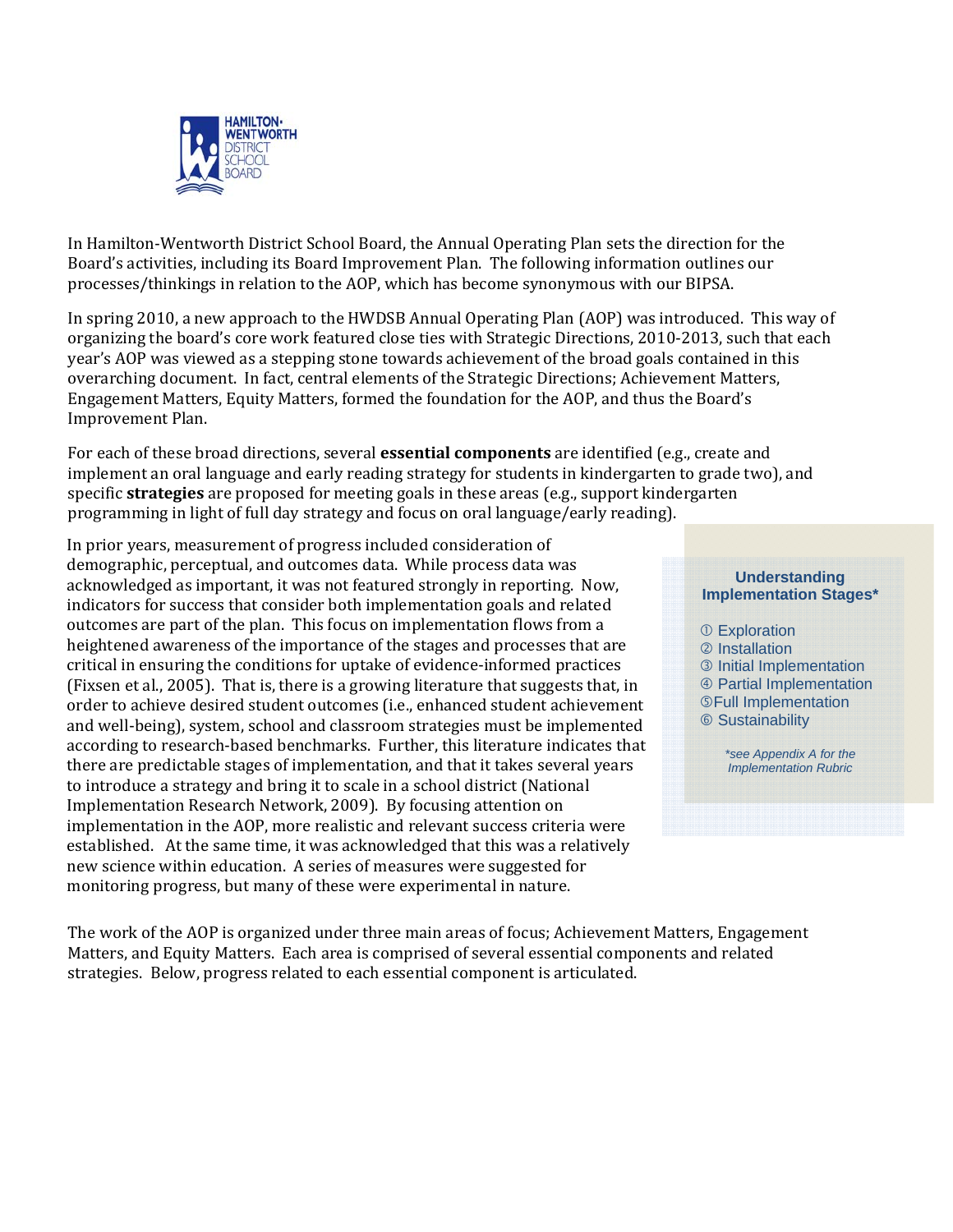HAMILTON-WENTWORTH DISTRICT SCHOOL BOARD

In Hamilton-Wentworth District School Board, the Annual Operating Plan sets the direction for the Board's activities, including its Board Improvement Plan. The following information outlines our processes/thinkings in relation to the AOP, which has become synonymous with our BIPSA.

In spring 2010, a new approach to the HWDSB Annual Operating Plan (AOP) was introduced. This way of organizing the board's core work featured close ties with Strategic Directions, 2010-2013, such that each year's AOP was viewed as a stepping stone towards achievement of the broad goals contained in this overarching document. In fact, central elements of the Strategic Directions; Achievement Matters, Engagement Matters, Equity Matters, formed the foundation for the AOP, and thus the Board's Improvement Plan.

For each of these broad directions, several **essential components** are identified (e.g., create and implement an oral language and early reading strategy for students in kindergarten to grade two), and specific **strategies** are proposed for meeting goals in these areas (e.g., support kindergarten programming in light of full day strategy and focus on oral language/early reading).

In prior years, measurement of progress included consideration of demographic, perceptual, and outcomes data. While process data was acknowledged as important, it was not featured strongly in reporting. Now, indicators for success that consider both implementation goals and related outcomes are part of the plan. This focus on implementation flows from a heightened awareness of the importance of the stages and processes that are critical in ensuring the conditions for uptake of evidence-informed practices (Fixsen et al., 2005). That is, there is a growing literature that suggests that, in order to achieve desired student outcomes (i.e., enhanced student achievement and well-being), system, school and classroom strategies must be implemented according to research-based benchmarks. Further, this literature indicates that there are predictable stages of implementation, and that it takes several years to introduce a strategy and bring it to scale in a school district (National Implementation Research Network, 2009). By focusing attention on implementation in the AOP, more realistic and relevant success criteria were established. At the same time, it was acknowledged that this was a relatively new science within education. A series of measures were suggested for monitoring progress, but many of these were experimental in nature.

**Understanding Implementation Stages***

① Exploration
② Installation
③ Initial Implementation
④ Partial Implementation
⑤ Full Implementation
⑥ Sustainability

*\*see Appendix A for the Implementation Rubric*

The work of the AOP is organized under three main areas of focus; Achievement Matters, Engagement Matters, and Equity Matters. Each area is comprised of several essential components and related strategies. Below, progress related to each essential component is articulated.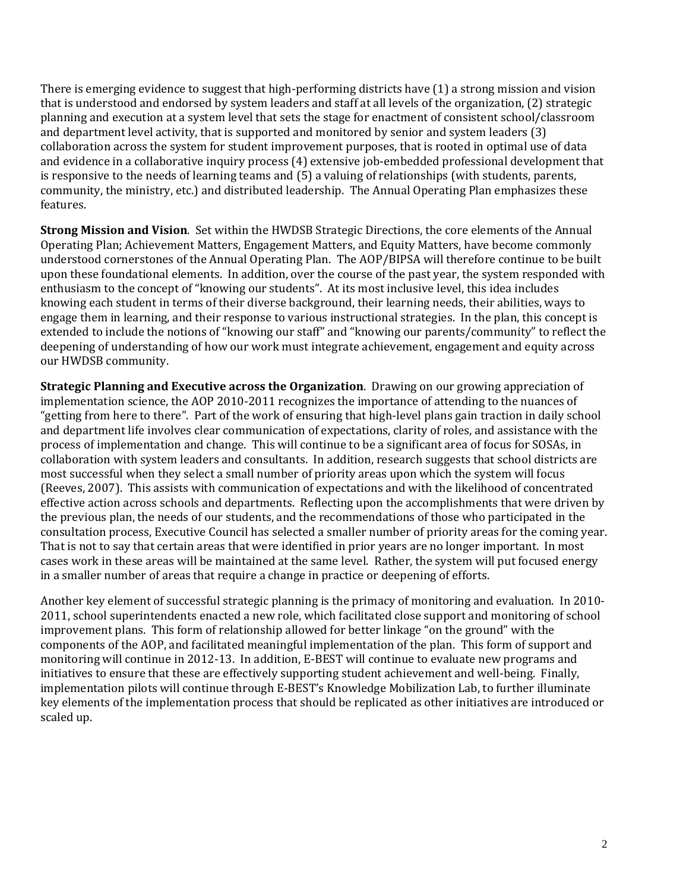There is emerging evidence to suggest that high-performing districts have (1) a strong mission and vision that is understood and endorsed by system leaders and staff at all levels of the organization, (2) strategic planning and execution at a system level that sets the stage for enactment of consistent school/classroom and department level activity, that is supported and monitored by senior and system leaders (3) collaboration across the system for student improvement purposes, that is rooted in optimal use of data and evidence in a collaborative inquiry process (4) extensive job-embedded professional development that is responsive to the needs of learning teams and (5) a valuing of relationships (with students, parents, community, the ministry, etc.) and distributed leadership. The Annual Operating Plan emphasizes these features.

**Strong Mission and Vision**. Set within the HWDSB Strategic Directions, the core elements of the Annual Operating Plan; Achievement Matters, Engagement Matters, and Equity Matters, have become commonly understood cornerstones of the Annual Operating Plan. The AOP/BIPSA will therefore continue to be built upon these foundational elements. In addition, over the course of the past year, the system responded with enthusiasm to the concept of "knowing our students". At its most inclusive level, this idea includes knowing each student in terms of their diverse background, their learning needs, their abilities, ways to engage them in learning, and their response to various instructional strategies. In the plan, this concept is extended to include the notions of "knowing our staff" and "knowing our parents/community" to reflect the deepening of understanding of how our work must integrate achievement, engagement and equity across our HWDSB community.

**Strategic Planning and Executive across the Organization**. Drawing on our growing appreciation of implementation science, the AOP 2010-2011 recognizes the importance of attending to the nuances of "getting from here to there". Part of the work of ensuring that high-level plans gain traction in daily school and department life involves clear communication of expectations, clarity of roles, and assistance with the process of implementation and change. This will continue to be a significant area of focus for SOSAs, in collaboration with system leaders and consultants. In addition, research suggests that school districts are most successful when they select a small number of priority areas upon which the system will focus (Reeves, 2007). This assists with communication of expectations and with the likelihood of concentrated effective action across schools and departments. Reflecting upon the accomplishments that were driven by the previous plan, the needs of our students, and the recommendations of those who participated in the consultation process, Executive Council has selected a smaller number of priority areas for the coming year. That is not to say that certain areas that were identified in prior years are no longer important. In most cases work in these areas will be maintained at the same level. Rather, the system will put focused energy in a smaller number of areas that require a change in practice or deepening of efforts.

Another key element of successful strategic planning is the primacy of monitoring and evaluation. In 2010-2011, school superintendents enacted a new role, which facilitated close support and monitoring of school improvement plans. This form of relationship allowed for better linkage "on the ground" with the components of the AOP, and facilitated meaningful implementation of the plan. This form of support and monitoring will continue in 2012-13. In addition, E-BEST will continue to evaluate new programs and initiatives to ensure that these are effectively supporting student achievement and well-being. Finally, implementation pilots will continue through E-BEST's Knowledge Mobilization Lab, to further illuminate key elements of the implementation process that should be replicated as other initiatives are introduced or scaled up.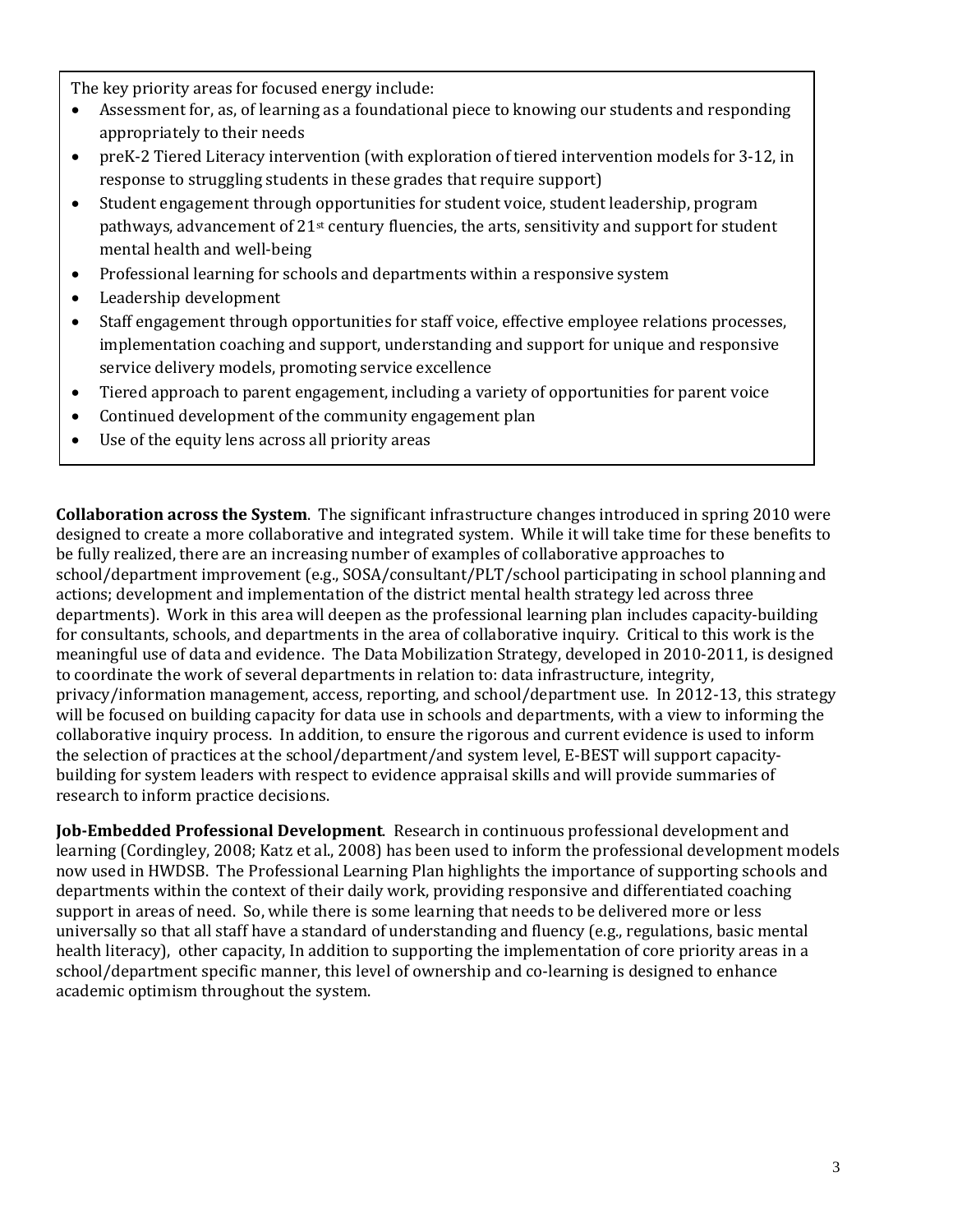The key priority areas for focused energy include:

- Assessment for, as, of learning as a foundational piece to knowing our students and responding appropriately to their needs
- preK-2 Tiered Literacy intervention (with exploration of tiered intervention models for 3-12, in response to struggling students in these grades that require support)
- Student engagement through opportunities for student voice, student leadership, program pathways, advancement of 21st century fluencies, the arts, sensitivity and support for student mental health and well-being
- Professional learning for schools and departments within a responsive system
- Leadership development
- Staff engagement through opportunities for staff voice, effective employee relations processes, implementation coaching and support, understanding and support for unique and responsive service delivery models, promoting service excellence
- Tiered approach to parent engagement, including a variety of opportunities for parent voice
- Continued development of the community engagement plan
- Use of the equity lens across all priority areas

**Collaboration across the System**. The significant infrastructure changes introduced in spring 2010 were designed to create a more collaborative and integrated system. While it will take time for these benefits to be fully realized, there are an increasing number of examples of collaborative approaches to school/department improvement (e.g., SOSA/consultant/PLT/school participating in school planning and actions; development and implementation of the district mental health strategy led across three departments). Work in this area will deepen as the professional learning plan includes capacity-building for consultants, schools, and departments in the area of collaborative inquiry. Critical to this work is the meaningful use of data and evidence. The Data Mobilization Strategy, developed in 2010-2011, is designed to coordinate the work of several departments in relation to: data infrastructure, integrity, privacy/information management, access, reporting, and school/department use. In 2012-13, this strategy will be focused on building capacity for data use in schools and departments, with a view to informing the collaborative inquiry process. In addition, to ensure the rigorous and current evidence is used to inform the selection of practices at the school/department/and system level, E-BEST will support capacity-building for system leaders with respect to evidence appraisal skills and will provide summaries of research to inform practice decisions.

**Job-Embedded Professional Development**. Research in continuous professional development and learning (Cordingley, 2008; Katz et al., 2008) has been used to inform the professional development models now used in HWDSB. The Professional Learning Plan highlights the importance of supporting schools and departments within the context of their daily work, providing responsive and differentiated coaching support in areas of need. So, while there is some learning that needs to be delivered more or less universally so that all staff have a standard of understanding and fluency (e.g., regulations, basic mental health literacy), other capacity, In addition to supporting the implementation of core priority areas in a school/department specific manner, this level of ownership and co-learning is designed to enhance academic optimism throughout the system.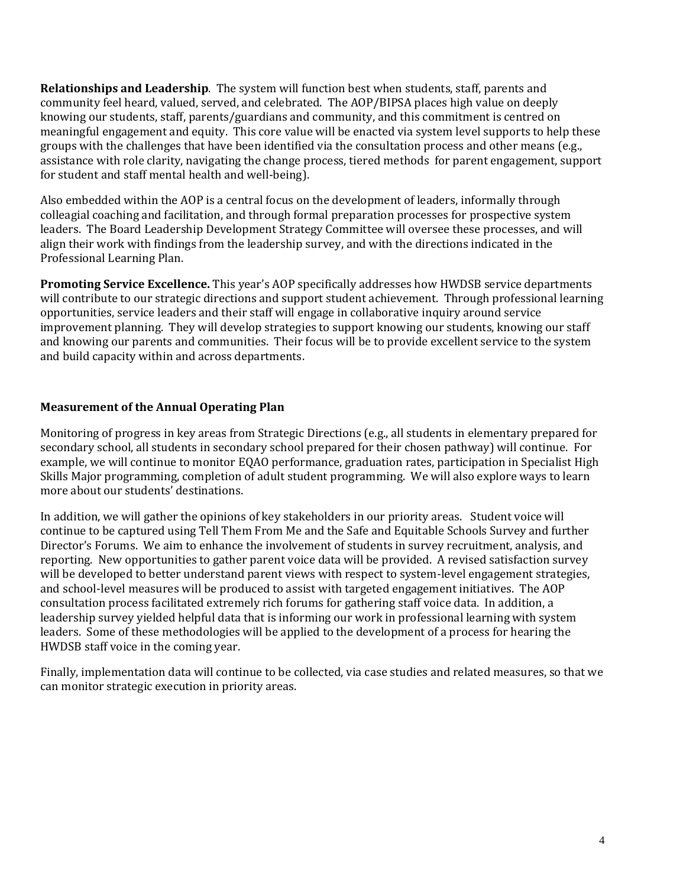**Relationships and Leadership**. The system will function best when students, staff, parents and community feel heard, valued, served, and celebrated. The AOP/BIPSA places high value on deeply knowing our students, staff, parents/guardians and community, and this commitment is centred on meaningful engagement and equity. This core value will be enacted via system level supports to help these groups with the challenges that have been identified via the consultation process and other means (e.g., assistance with role clarity, navigating the change process, tiered methods for parent engagement, support for student and staff mental health and well-being).

Also embedded within the AOP is a central focus on the development of leaders, informally through colleagial coaching and facilitation, and through formal preparation processes for prospective system leaders. The Board Leadership Development Strategy Committee will oversee these processes, and will align their work with findings from the leadership survey, and with the directions indicated in the Professional Learning Plan.

**Promoting Service Excellence.** This year's AOP specifically addresses how HWDSB service departments will contribute to our strategic directions and support student achievement. Through professional learning opportunities, service leaders and their staff will engage in collaborative inquiry around service improvement planning. They will develop strategies to support knowing our students, knowing our staff and knowing our parents and communities. Their focus will be to provide excellent service to the system and build capacity within and across departments.

## Measurement of the Annual Operating Plan

Monitoring of progress in key areas from Strategic Directions (e.g., all students in elementary prepared for secondary school, all students in secondary school prepared for their chosen pathway) will continue. For example, we will continue to monitor EQAO performance, graduation rates, participation in Specialist High Skills Major programming, completion of adult student programming. We will also explore ways to learn more about our students' destinations.

In addition, we will gather the opinions of key stakeholders in our priority areas. Student voice will continue to be captured using Tell Them From Me and the Safe and Equitable Schools Survey and further Director's Forums. We aim to enhance the involvement of students in survey recruitment, analysis, and reporting. New opportunities to gather parent voice data will be provided. A revised satisfaction survey will be developed to better understand parent views with respect to system-level engagement strategies, and school-level measures will be produced to assist with targeted engagement initiatives. The AOP consultation process facilitated extremely rich forums for gathering staff voice data. In addition, a leadership survey yielded helpful data that is informing our work in professional learning with system leaders. Some of these methodologies will be applied to the development of a process for hearing the HWDSB staff voice in the coming year.

Finally, implementation data will continue to be collected, via case studies and related measures, so that we can monitor strategic execution in priority areas.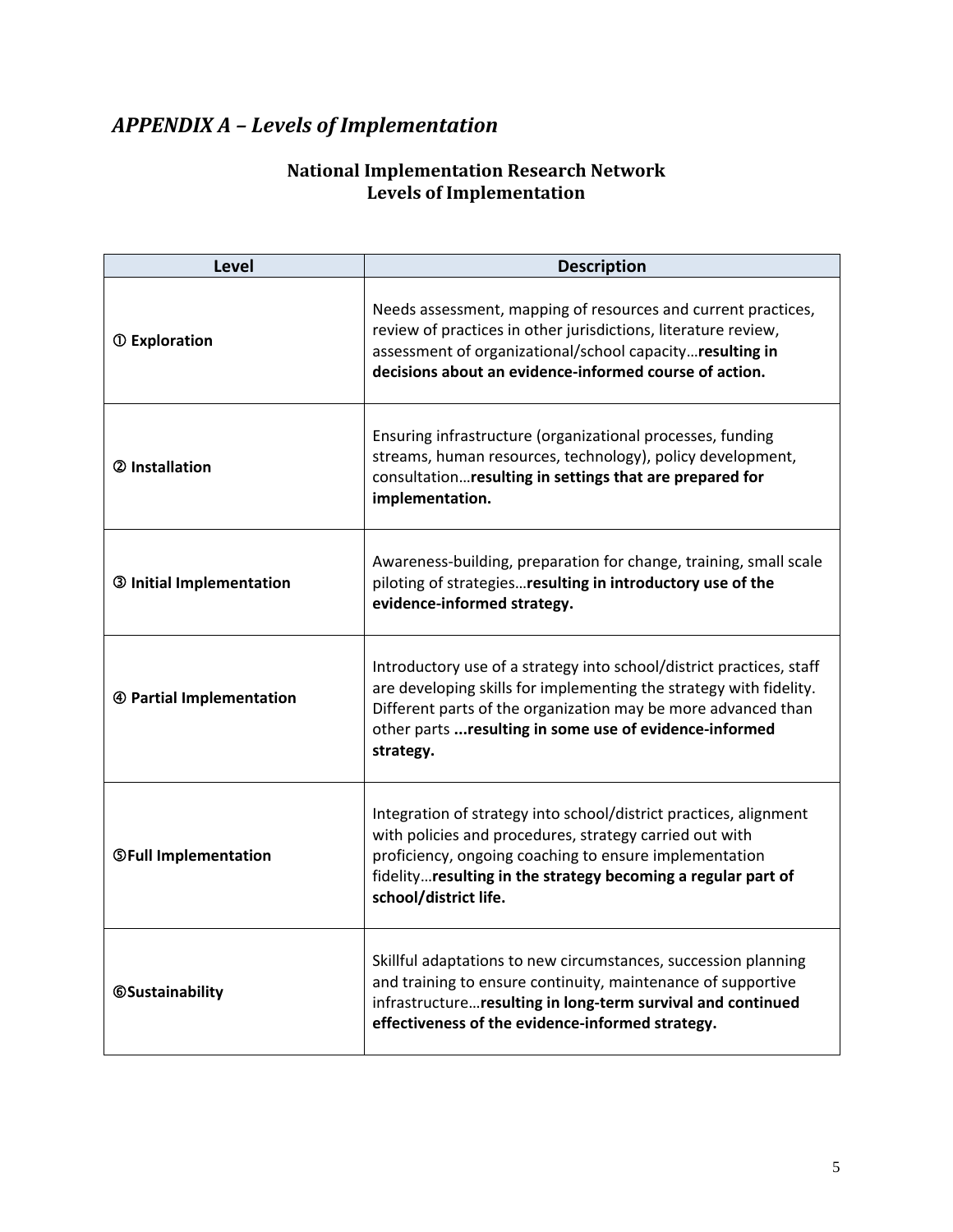## *APPENDIX A – Levels of Implementation*

### National Implementation Research Network
### Levels of Implementation

| Level | Description |
|---|---|
| **① Exploration** | Needs assessment, mapping of resources and current practices, review of practices in other jurisdictions, literature review, assessment of organizational/school capacity…**resulting in decisions about an evidence-informed course of action.** |
| **② Installation** | Ensuring infrastructure (organizational processes, funding streams, human resources, technology), policy development, consultation…**resulting in settings that are prepared for implementation.** |
| **③ Initial Implementation** | Awareness-building, preparation for change, training, small scale piloting of strategies…**resulting in introductory use of the evidence-informed strategy.** |
| **④ Partial Implementation** | Introductory use of a strategy into school/district practices, staff are developing skills for implementing the strategy with fidelity. Different parts of the organization may be more advanced than other parts **...resulting in some use of evidence-informed strategy.** |
| **⑤Full Implementation** | Integration of strategy into school/district practices, alignment with policies and procedures, strategy carried out with proficiency, ongoing coaching to ensure implementation fidelity…**resulting in the strategy becoming a regular part of school/district life.** |
| **⑥Sustainability** | Skillful adaptations to new circumstances, succession planning and training to ensure continuity, maintenance of supportive infrastructure…**resulting in long-term survival and continued effectiveness of the evidence-informed strategy.** |